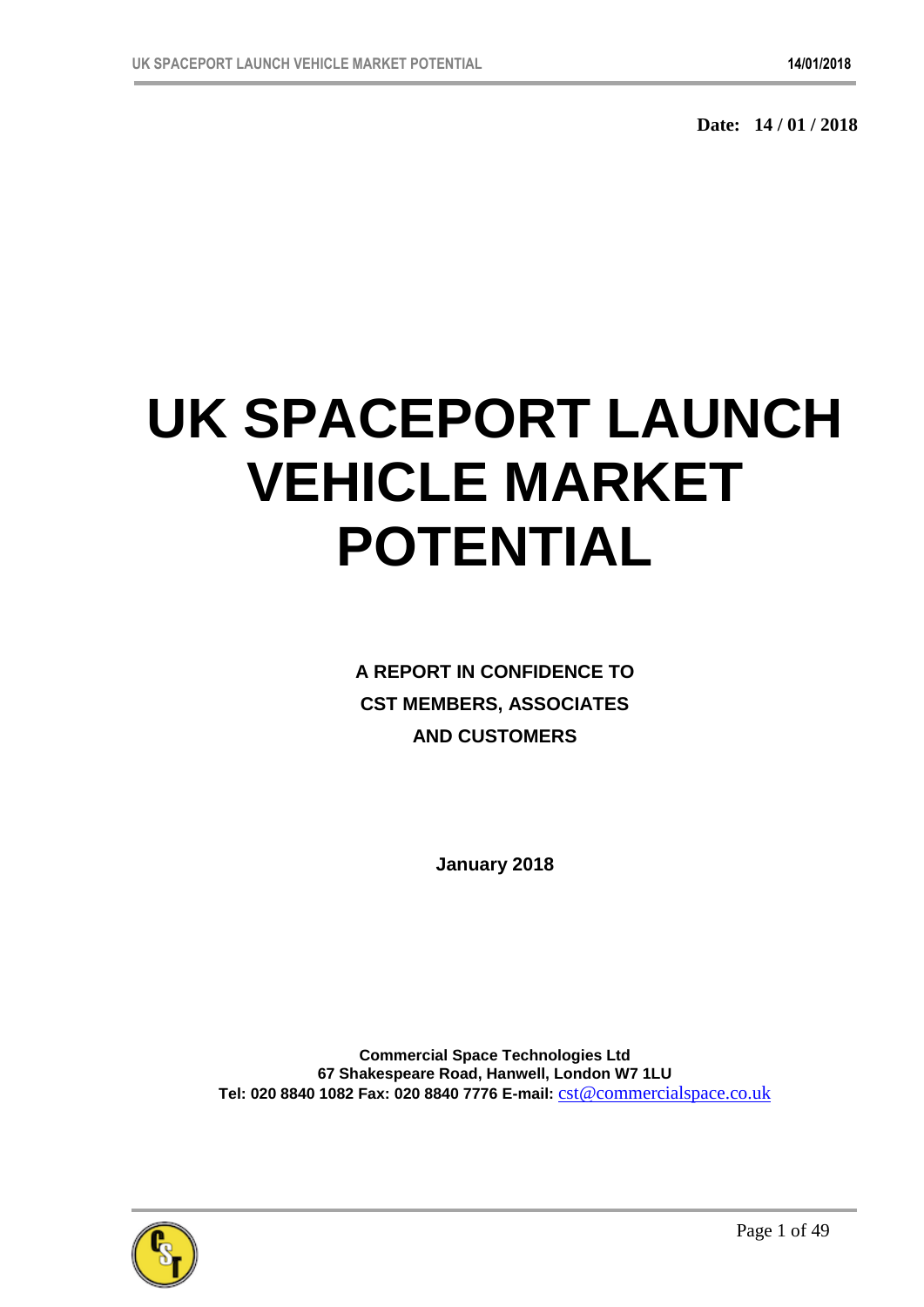**Date: 14 / 01 / 2018**

# UK SPACEPORT LAUNCH VEHICLE MARKET POTENTIAL

**A REPORT IN CONFIDENCE TO**
**CST MEMBERS, ASSOCIATES**
**AND CUSTOMERS**

**January 2018**

**Commercial Space Technologies Ltd**
**67 Shakespeare Road, Hanwell, London W7 1LU**
**Tel: 020 8840 1082 Fax: 020 8840 7776 E-mail:** cst@commercialspace.co.uk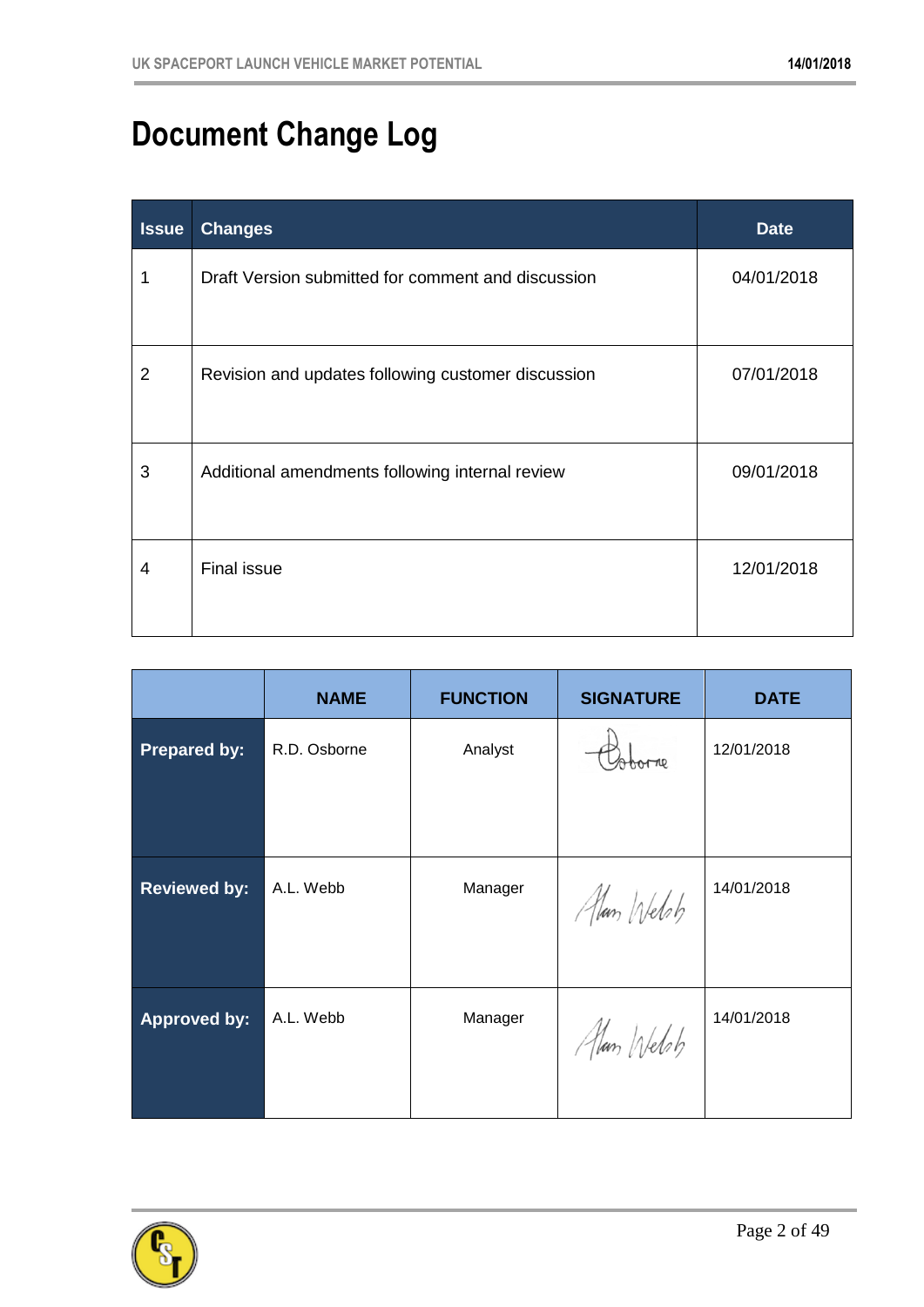# Document Change Log

| Issue | Changes | Date |
|---|---|---|
| 1 | Draft Version submitted for comment and discussion | 04/01/2018 |
| 2 | Revision and updates following customer discussion | 07/01/2018 |
| 3 | Additional amendments following internal review | 09/01/2018 |
| 4 | Final issue | 12/01/2018 |

| | NAME | FUNCTION | SIGNATURE | DATE |
|---|---|---|---|---|
| **Prepared by:** | R.D. Osborne | Analyst | Osborne | 12/01/2018 |
| **Reviewed by:** | A.L. Webb | Manager | Alan Welsh | 14/01/2018 |
| **Approved by:** | A.L. Webb | Manager | Alan Welsh | 14/01/2018 |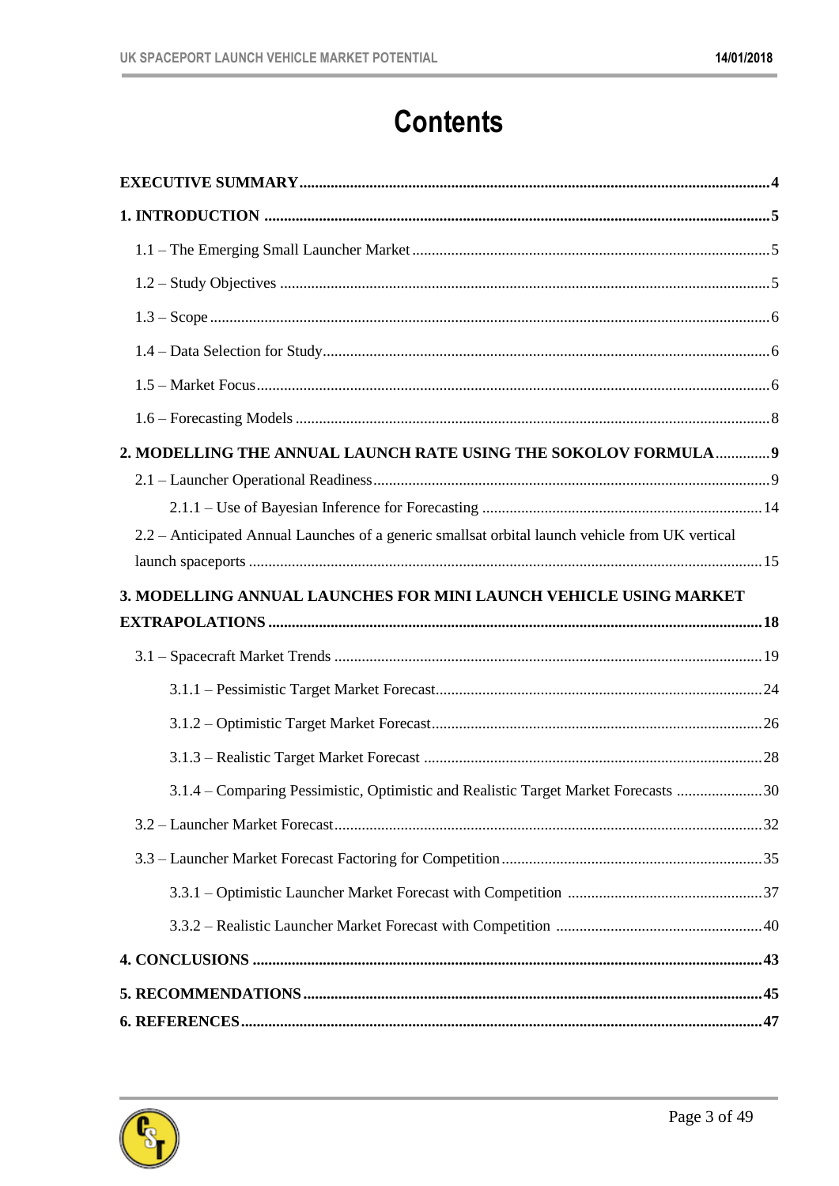# Contents

**EXECUTIVE SUMMARY** .......... **4**

**1. INTRODUCTION** .......... **5**

1.1 – The Emerging Small Launcher Market .......... 5

1.2 – Study Objectives .......... 5

1.3 – Scope .......... 6

1.4 – Data Selection for Study .......... 6

1.5 – Market Focus .......... 6

1.6 – Forecasting Models .......... 8

**2. MODELLING THE ANNUAL LAUNCH RATE USING THE SOKOLOV FORMULA** .......... **9**

2.1 – Launcher Operational Readiness .......... 9

2.1.1 – Use of Bayesian Inference for Forecasting .......... 14

2.2 – Anticipated Annual Launches of a generic smallsat orbital launch vehicle from UK vertical launch spaceports .......... 15

**3. MODELLING ANNUAL LAUNCHES FOR MINI LAUNCH VEHICLE USING MARKET EXTRAPOLATIONS** .......... **18**

3.1 – Spacecraft Market Trends .......... 19

3.1.1 – Pessimistic Target Market Forecast .......... 24

3.1.2 – Optimistic Target Market Forecast .......... 26

3.1.3 – Realistic Target Market Forecast .......... 28

3.1.4 – Comparing Pessimistic, Optimistic and Realistic Target Market Forecasts .......... 30

3.2 – Launcher Market Forecast .......... 32

3.3 – Launcher Market Forecast Factoring for Competition .......... 35

3.3.1 – Optimistic Launcher Market Forecast with Competition .......... 37

3.3.2 – Realistic Launcher Market Forecast with Competition .......... 40

**4. CONCLUSIONS** .......... **43**

**5. RECOMMENDATIONS** .......... **45**

**6. REFERENCES** .......... **47**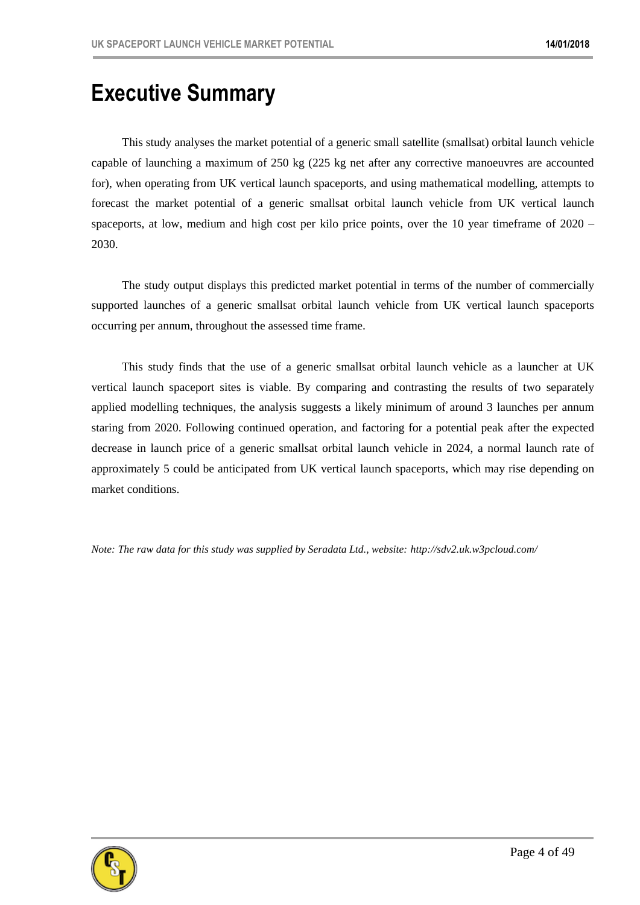# Executive Summary

This study analyses the market potential of a generic small satellite (smallsat) orbital launch vehicle capable of launching a maximum of 250 kg (225 kg net after any corrective manoeuvres are accounted for), when operating from UK vertical launch spaceports, and using mathematical modelling, attempts to forecast the market potential of a generic smallsat orbital launch vehicle from UK vertical launch spaceports, at low, medium and high cost per kilo price points, over the 10 year timeframe of 2020 – 2030.

The study output displays this predicted market potential in terms of the number of commercially supported launches of a generic smallsat orbital launch vehicle from UK vertical launch spaceports occurring per annum, throughout the assessed time frame.

This study finds that the use of a generic smallsat orbital launch vehicle as a launcher at UK vertical launch spaceport sites is viable. By comparing and contrasting the results of two separately applied modelling techniques, the analysis suggests a likely minimum of around 3 launches per annum staring from 2020. Following continued operation, and factoring for a potential peak after the expected decrease in launch price of a generic smallsat orbital launch vehicle in 2024, a normal launch rate of approximately 5 could be anticipated from UK vertical launch spaceports, which may rise depending on market conditions.

*Note: The raw data for this study was supplied by Seradata Ltd., website: http://sdv2.uk.w3pcloud.com/*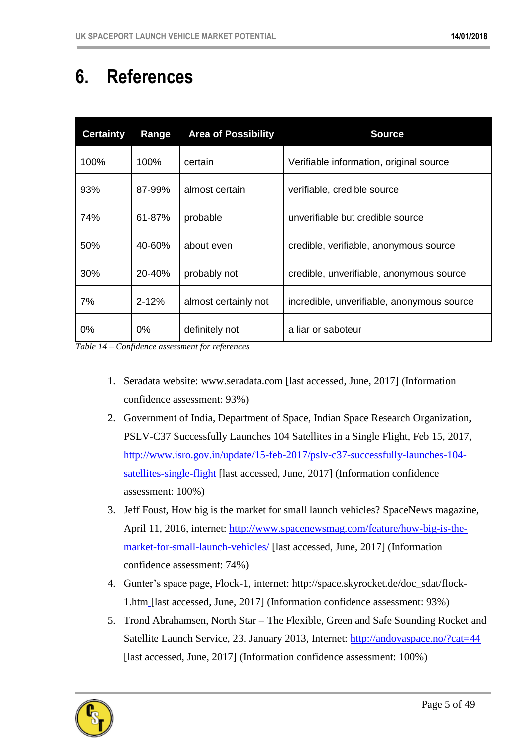# 6. References

| Certainty | Range | Area of Possibility | Source |
|---|---|---|---|
| 100% | 100% | certain | Verifiable information, original source |
| 93% | 87-99% | almost certain | verifiable, credible source |
| 74% | 61-87% | probable | unverifiable but credible source |
| 50% | 40-60% | about even | credible, verifiable, anonymous source |
| 30% | 20-40% | probably not | credible, unverifiable, anonymous source |
| 7% | 2-12% | almost certainly not | incredible, unverifiable, anonymous source |
| 0% | 0% | definitely not | a liar or saboteur |

*Table 14 – Confidence assessment for references*

1. Seradata website: www.seradata.com [last accessed, June, 2017] (Information confidence assessment: 93%)
2. Government of India, Department of Space, Indian Space Research Organization, PSLV-C37 Successfully Launches 104 Satellites in a Single Flight, Feb 15, 2017, http://www.isro.gov.in/update/15-feb-2017/pslv-c37-successfully-launches-104-satellites-single-flight [last accessed, June, 2017] (Information confidence assessment: 100%)
3. Jeff Foust, How big is the market for small launch vehicles? SpaceNews magazine, April 11, 2016, internet: http://www.spacenewsmag.com/feature/how-big-is-the-market-for-small-launch-vehicles/ [last accessed, June, 2017] (Information confidence assessment: 74%)
4. Gunter's space page, Flock-1, internet: http://space.skyrocket.de/doc_sdat/flock-1.htm [last accessed, June, 2017] (Information confidence assessment: 93%)
5. Trond Abrahamsen, North Star – The Flexible, Green and Safe Sounding Rocket and Satellite Launch Service, 23. January 2013, Internet: http://andoyaspace.no/?cat=44 [last accessed, June, 2017] (Information confidence assessment: 100%)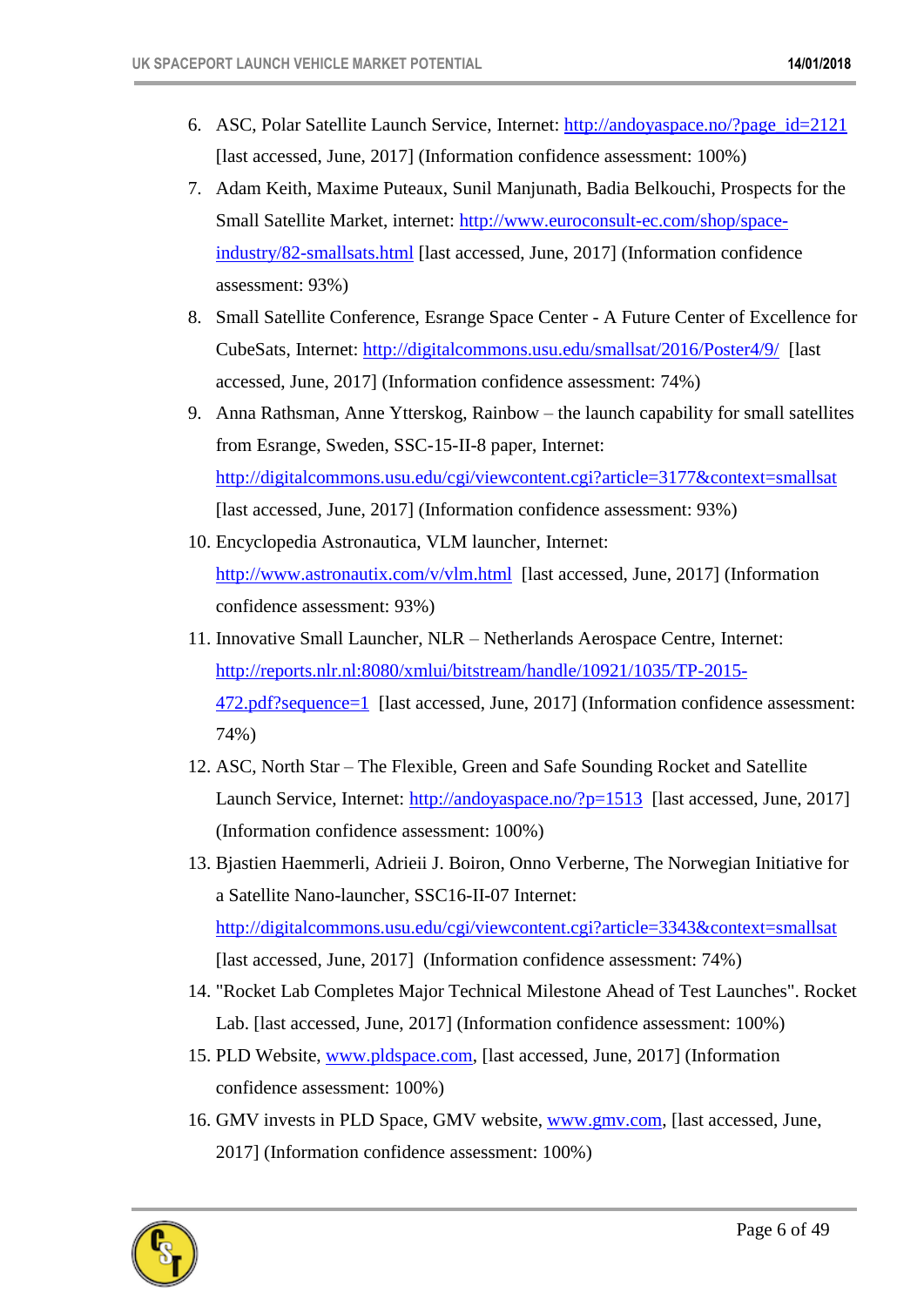6. ASC, Polar Satellite Launch Service, Internet: http://andoyaspace.no/?page_id=2121 [last accessed, June, 2017] (Information confidence assessment: 100%)
7. Adam Keith, Maxime Puteaux, Sunil Manjunath, Badia Belkouchi, Prospects for the Small Satellite Market, internet: http://www.euroconsult-ec.com/shop/space-industry/82-smallsats.html [last accessed, June, 2017] (Information confidence assessment: 93%)
8. Small Satellite Conference, Esrange Space Center - A Future Center of Excellence for CubeSats, Internet: http://digitalcommons.usu.edu/smallsat/2016/Poster4/9/ [last accessed, June, 2017] (Information confidence assessment: 74%)
9. Anna Rathsman, Anne Ytterskog, Rainbow – the launch capability for small satellites from Esrange, Sweden, SSC-15-II-8 paper, Internet: http://digitalcommons.usu.edu/cgi/viewcontent.cgi?article=3177&context=smallsat [last accessed, June, 2017] (Information confidence assessment: 93%)
10. Encyclopedia Astronautica, VLM launcher, Internet: http://www.astronautix.com/v/vlm.html [last accessed, June, 2017] (Information confidence assessment: 93%)
11. Innovative Small Launcher, NLR – Netherlands Aerospace Centre, Internet: http://reports.nlr.nl:8080/xmlui/bitstream/handle/10921/1035/TP-2015-472.pdf?sequence=1 [last accessed, June, 2017] (Information confidence assessment: 74%)
12. ASC, North Star – The Flexible, Green and Safe Sounding Rocket and Satellite Launch Service, Internet: http://andoyaspace.no/?p=1513 [last accessed, June, 2017] (Information confidence assessment: 100%)
13. Bjastien Haemmerli, Adrieii J. Boiron, Onno Verberne, The Norwegian Initiative for a Satellite Nano-launcher, SSC16-II-07 Internet: http://digitalcommons.usu.edu/cgi/viewcontent.cgi?article=3343&context=smallsat [last accessed, June, 2017] (Information confidence assessment: 74%)
14. "Rocket Lab Completes Major Technical Milestone Ahead of Test Launches". Rocket Lab. [last accessed, June, 2017] (Information confidence assessment: 100%)
15. PLD Website, www.pldspace.com, [last accessed, June, 2017] (Information confidence assessment: 100%)
16. GMV invests in PLD Space, GMV website, www.gmv.com, [last accessed, June, 2017] (Information confidence assessment: 100%)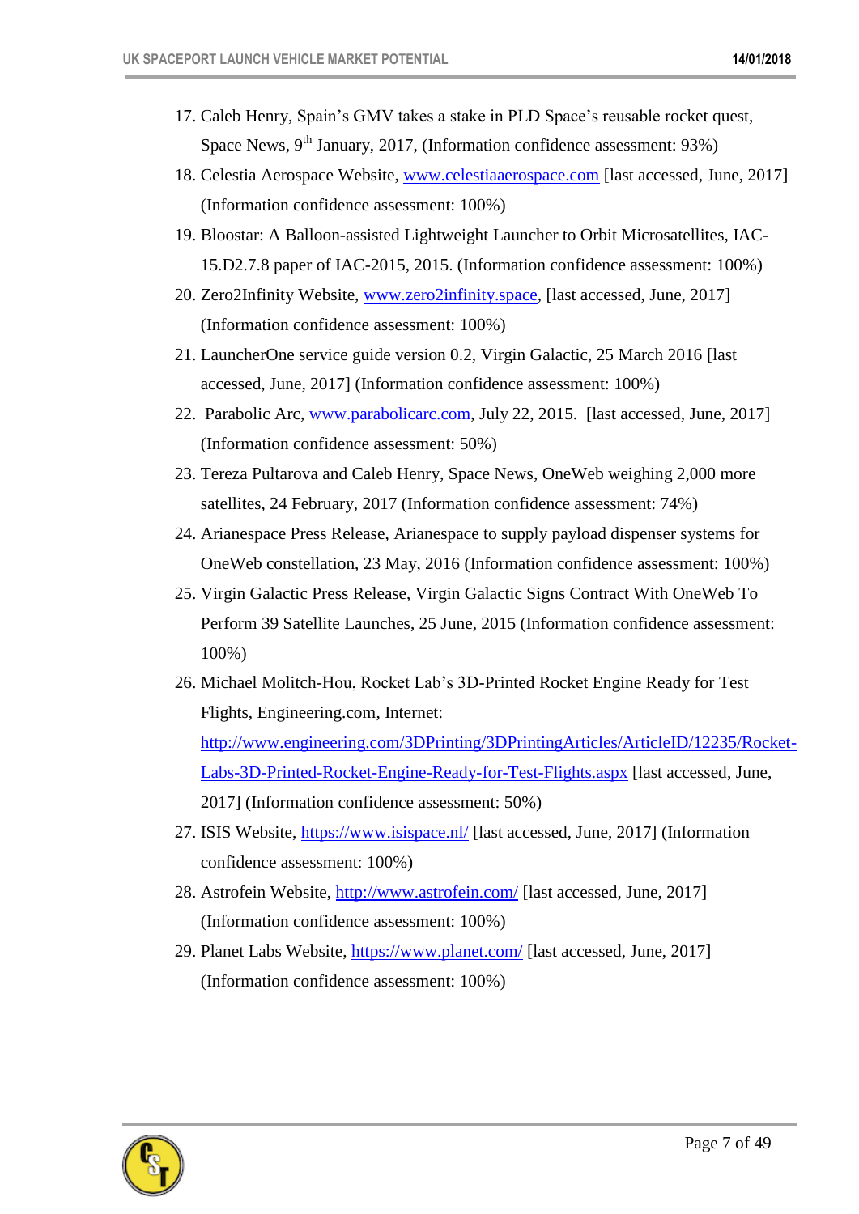17. Caleb Henry, Spain's GMV takes a stake in PLD Space's reusable rocket quest, Space News, 9th January, 2017, (Information confidence assessment: 93%)
18. Celestia Aerospace Website, www.celestiaaerospace.com [last accessed, June, 2017] (Information confidence assessment: 100%)
19. Bloostar: A Balloon-assisted Lightweight Launcher to Orbit Microsatellites, IAC-15.D2.7.8 paper of IAC-2015, 2015. (Information confidence assessment: 100%)
20. Zero2Infinity Website, www.zero2infinity.space, [last accessed, June, 2017] (Information confidence assessment: 100%)
21. LauncherOne service guide version 0.2, Virgin Galactic, 25 March 2016 [last accessed, June, 2017] (Information confidence assessment: 100%)
22. Parabolic Arc, www.parabolicarc.com, July 22, 2015. [last accessed, June, 2017] (Information confidence assessment: 50%)
23. Tereza Pultarova and Caleb Henry, Space News, OneWeb weighing 2,000 more satellites, 24 February, 2017 (Information confidence assessment: 74%)
24. Arianespace Press Release, Arianespace to supply payload dispenser systems for OneWeb constellation, 23 May, 2016 (Information confidence assessment: 100%)
25. Virgin Galactic Press Release, Virgin Galactic Signs Contract With OneWeb To Perform 39 Satellite Launches, 25 June, 2015 (Information confidence assessment: 100%)
26. Michael Molitch-Hou, Rocket Lab's 3D-Printed Rocket Engine Ready for Test Flights, Engineering.com, Internet: http://www.engineering.com/3DPrinting/3DPrintingArticles/ArticleID/12235/Rocket-Labs-3D-Printed-Rocket-Engine-Ready-for-Test-Flights.aspx [last accessed, June, 2017] (Information confidence assessment: 50%)
27. ISIS Website, https://www.isispace.nl/ [last accessed, June, 2017] (Information confidence assessment: 100%)
28. Astrofein Website, http://www.astrofein.com/ [last accessed, June, 2017] (Information confidence assessment: 100%)
29. Planet Labs Website, https://www.planet.com/ [last accessed, June, 2017] (Information confidence assessment: 100%)